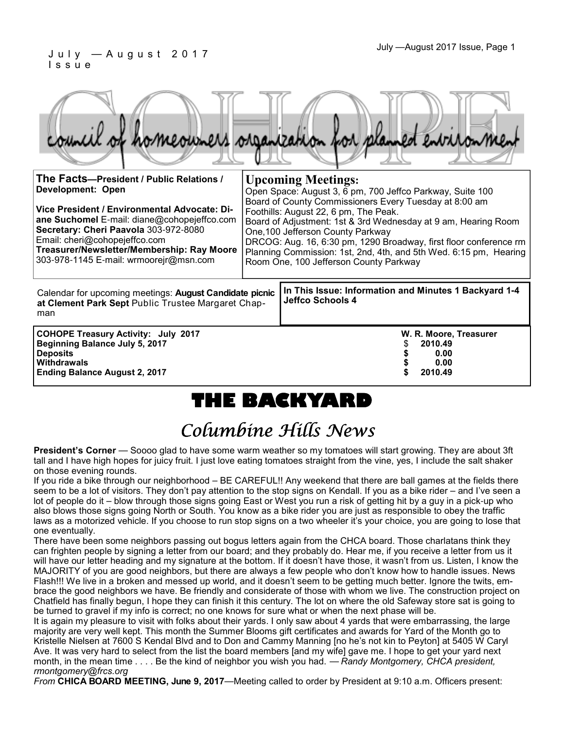July —August 2017 Issue

# COHOPE

council of homeowners organization for planned environment

**The Facts—President / Public Relations / Development: Open**

**Vice President / Environmental Advocate: Diane Suchomel** E-mail: diane@cohopejeffco.com
**Secretary: Cheri Paavola** 303-972-8080
Email: cheri@cohopejeffco.com
**Treasurer/Newsletter/Membership: Ray Moore**
303-978-1145 E-mail: wrmoorejr@msn.com

**Upcoming Meetings:**
Open Space: August 3, 6 pm, 700 Jeffco Parkway, Suite 100
Board of County Commissioners Every Tuesday at 8:00 am
Foothills: August 22, 6 pm, The Peak.
Board of Adjustment: 1st & 3rd Wednesday at 9 am, Hearing Room One,100 Jefferson County Parkway
DRCOG: Aug. 16, 6:30 pm, 1290 Broadway, first floor conference rm
Planning Commission: 1st, 2nd, 4th, and 5th Wed. 6:15 pm, Hearing Room One, 100 Jefferson County Parkway

Calendar for upcoming meetings: **August Candidate picnic at Clement Park Sept** Public Trustee Margaret Chapman

**In This Issue: Information and Minutes 1 Backyard 1-4 Jeffco Schools 4**

| **COHOPE Treasury Activity: July 2017** | **W. R. Moore, Treasurer** |
|---|---|
| **Beginning Balance July 5, 2017** | $ **2010.49** |
| **Deposits** | **$ 0.00** |
| **Withdrawals** | **$ 0.00** |
| **Ending Balance August 2, 2017** | **$ 2010.49** |

# THE BACKYARD

## *Columbine Hills News*

**President's Corner** — Soooo glad to have some warm weather so my tomatoes will start growing. They are about 3ft tall and I have high hopes for juicy fruit. I just love eating tomatoes straight from the vine, yes, I include the salt shaker on those evening rounds.

If you ride a bike through our neighborhood – BE CAREFUL!! Any weekend that there are ball games at the fields there seem to be a lot of visitors. They don't pay attention to the stop signs on Kendall. If you as a bike rider – and I've seen a lot of people do it – blow through those signs going East or West you run a risk of getting hit by a guy in a pick-up who also blows those signs going North or South. You know as a bike rider you are just as responsible to obey the traffic laws as a motorized vehicle. If you choose to run stop signs on a two wheeler it's your choice, you are going to lose that one eventually.

There have been some neighbors passing out bogus letters again from the CHCA board. Those charlatans think they can frighten people by signing a letter from our board; and they probably do. Hear me, if you receive a letter from us it will have our letter heading and my signature at the bottom. If it doesn't have those, it wasn't from us. Listen, I know the MAJORITY of you are good neighbors, but there are always a few people who don't know how to handle issues. News Flash!!! We live in a broken and messed up world, and it doesn't seem to be getting much better. Ignore the twits, embrace the good neighbors we have. Be friendly and considerate of those with whom we live. The construction project on Chatfield has finally begun, I hope they can finish it this century. The lot on where the old Safeway store sat is going to be turned to gravel if my info is correct; no one knows for sure what or when the next phase will be.

It is again my pleasure to visit with folks about their yards. I only saw about 4 yards that were embarrassing, the large majority are very well kept. This month the Summer Blooms gift certificates and awards for Yard of the Month go to Kristelle Nielsen at 7600 S Kendal Blvd and to Don and Cammy Manning [no he's not kin to Peyton] at 5405 W Caryl Ave. It was very hard to select from the list the board members [and my wife] gave me. I hope to get your yard next month, in the mean time . . . . Be the kind of neighbor you wish you had. — *Randy Montgomery, CHCA president, rmontgomery@frcs.org*

*From* **CHICA BOARD MEETING, June 9, 2017**—Meeting called to order by President at 9:10 a.m. Officers present: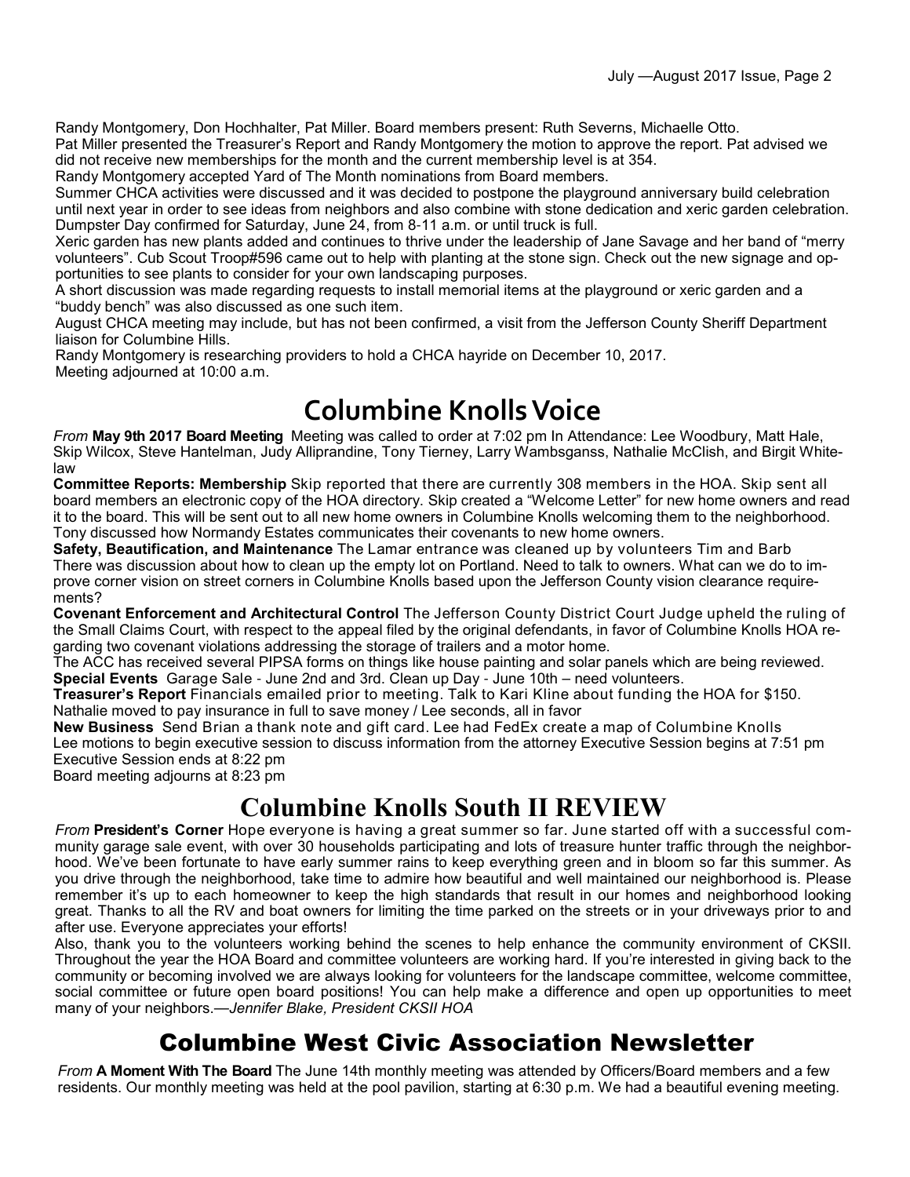Randy Montgomery, Don Hochhalter, Pat Miller. Board members present: Ruth Severns, Michaelle Otto.
Pat Miller presented the Treasurer's Report and Randy Montgomery the motion to approve the report. Pat advised we did not receive new memberships for the month and the current membership level is at 354.
Randy Montgomery accepted Yard of The Month nominations from Board members.
Summer CHCA activities were discussed and it was decided to postpone the playground anniversary build celebration until next year in order to see ideas from neighbors and also combine with stone dedication and xeric garden celebration.
Dumpster Day confirmed for Saturday, June 24, from 8-11 a.m. or until truck is full.
Xeric garden has new plants added and continues to thrive under the leadership of Jane Savage and her band of "merry volunteers". Cub Scout Troop#596 came out to help with planting at the stone sign. Check out the new signage and opportunities to see plants to consider for your own landscaping purposes.
A short discussion was made regarding requests to install memorial items at the playground or xeric garden and a "buddy bench" was also discussed as one such item.
August CHCA meeting may include, but has not been confirmed, a visit from the Jefferson County Sheriff Department liaison for Columbine Hills.
Randy Montgomery is researching providers to hold a CHCA hayride on December 10, 2017.
Meeting adjourned at 10:00 a.m.

# Columbine Knolls Voice

*From* **May 9th 2017 Board Meeting** Meeting was called to order at 7:02 pm In Attendance: Lee Woodbury, Matt Hale, Skip Wilcox, Steve Hantelman, Judy Alliprandine, Tony Tierney, Larry Wambsganss, Nathalie McClish, and Birgit Whitelaw

**Committee Reports: Membership** Skip reported that there are currently 308 members in the HOA. Skip sent all board members an electronic copy of the HOA directory. Skip created a "Welcome Letter" for new home owners and read it to the board. This will be sent out to all new home owners in Columbine Knolls welcoming them to the neighborhood. Tony discussed how Normandy Estates communicates their covenants to new home owners.

**Safety, Beautification, and Maintenance** The Lamar entrance was cleaned up by volunteers Tim and Barb
There was discussion about how to clean up the empty lot on Portland. Need to talk to owners. What can we do to improve corner vision on street corners in Columbine Knolls based upon the Jefferson County vision clearance requirements?

**Covenant Enforcement and Architectural Control** The Jefferson County District Court Judge upheld the ruling of the Small Claims Court, with respect to the appeal filed by the original defendants, in favor of Columbine Knolls HOA regarding two covenant violations addressing the storage of trailers and a motor home.
The ACC has received several PIPSA forms on things like house painting and solar panels which are being reviewed.

**Special Events** Garage Sale - June 2nd and 3rd. Clean up Day - June 10th – need volunteers.

**Treasurer's Report** Financials emailed prior to meeting. Talk to Kari Kline about funding the HOA for $150.
Nathalie moved to pay insurance in full to save money / Lee seconds, all in favor

**New Business** Send Brian a thank note and gift card. Lee had FedEx create a map of Columbine Knolls
Lee motions to begin executive session to discuss information from the attorney Executive Session begins at 7:51 pm
Executive Session ends at 8:22 pm
Board meeting adjourns at 8:23 pm

# Columbine Knolls South II REVIEW

*From* **President's Corner** Hope everyone is having a great summer so far. June started off with a successful community garage sale event, with over 30 households participating and lots of treasure hunter traffic through the neighborhood. We've been fortunate to have early summer rains to keep everything green and in bloom so far this summer. As you drive through the neighborhood, take time to admire how beautiful and well maintained our neighborhood is. Please remember it's up to each homeowner to keep the high standards that result in our homes and neighborhood looking great. Thanks to all the RV and boat owners for limiting the time parked on the streets or in your driveways prior to and after use. Everyone appreciates your efforts!

Also, thank you to the volunteers working behind the scenes to help enhance the community environment of CKSII. Throughout the year the HOA Board and committee volunteers are working hard. If you're interested in giving back to the community or becoming involved we are always looking for volunteers for the landscape committee, welcome committee, social committee or future open board positions! You can help make a difference and open up opportunities to meet many of your neighbors.—*Jennifer Blake, President CKSII HOA*

# Columbine West Civic Association Newsletter

*From* **A Moment With The Board** The June 14th monthly meeting was attended by Officers/Board members and a few residents. Our monthly meeting was held at the pool pavilion, starting at 6:30 p.m. We had a beautiful evening meeting.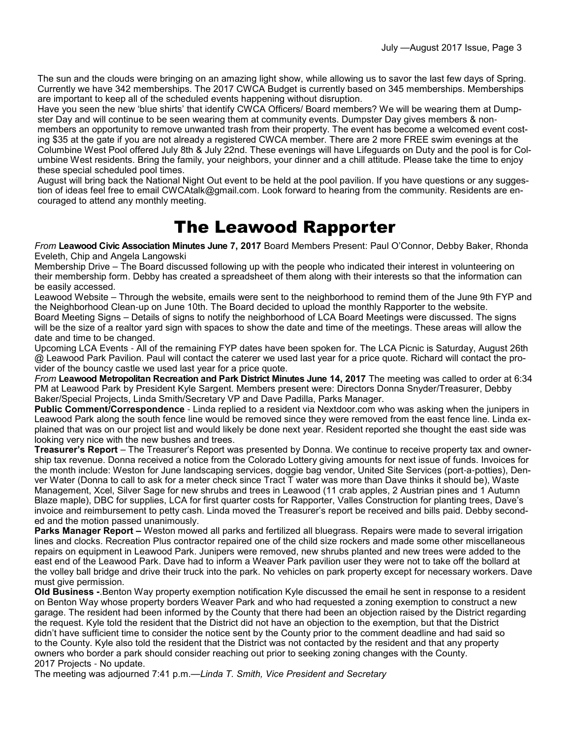The sun and the clouds were bringing on an amazing light show, while allowing us to savor the last few days of Spring. Currently we have 342 memberships. The 2017 CWCA Budget is currently based on 345 memberships. Memberships are important to keep all of the scheduled events happening without disruption.

Have you seen the new 'blue shirts' that identify CWCA Officers/ Board members? We will be wearing them at Dumpster Day and will continue to be seen wearing them at community events. Dumpster Day gives members & non-members an opportunity to remove unwanted trash from their property. The event has become a welcomed event costing $35 at the gate if you are not already a registered CWCA member. There are 2 more FREE swim evenings at the Columbine West Pool offered July 8th & July 22nd. These evenings will have Lifeguards on Duty and the pool is for Columbine West residents. Bring the family, your neighbors, your dinner and a chill attitude. Please take the time to enjoy these special scheduled pool times.

August will bring back the National Night Out event to be held at the pool pavilion. If you have questions or any suggestion of ideas feel free to email CWCAtalk@gmail.com. Look forward to hearing from the community. Residents are encouraged to attend any monthly meeting.

# The Leawood Rapporter

*From* **Leawood Civic Association Minutes June 7, 2017** Board Members Present: Paul O'Connor, Debby Baker, Rhonda Eveleth, Chip and Angela Langowski

Membership Drive – The Board discussed following up with the people who indicated their interest in volunteering on their membership form. Debby has created a spreadsheet of them along with their interests so that the information can be easily accessed.

Leawood Website – Through the website, emails were sent to the neighborhood to remind them of the June 9th FYP and the Neighborhood Clean-up on June 10th. The Board decided to upload the monthly Rapporter to the website.

Board Meeting Signs – Details of signs to notify the neighborhood of LCA Board Meetings were discussed. The signs will be the size of a realtor yard sign with spaces to show the date and time of the meetings. These areas will allow the date and time to be changed.

Upcoming LCA Events - All of the remaining FYP dates have been spoken for. The LCA Picnic is Saturday, August 26th @ Leawood Park Pavilion. Paul will contact the caterer we used last year for a price quote. Richard will contact the provider of the bouncy castle we used last year for a price quote.

*From* **Leawood Metropolitan Recreation and Park District Minutes June 14, 2017** The meeting was called to order at 6:34 PM at Leawood Park by President Kyle Sargent. Members present were: Directors Donna Snyder/Treasurer, Debby Baker/Special Projects, Linda Smith/Secretary VP and Dave Padilla, Parks Manager.

**Public Comment/Correspondence** - Linda replied to a resident via Nextdoor.com who was asking when the junipers in Leawood Park along the south fence line would be removed since they were removed from the east fence line. Linda explained that was on our project list and would likely be done next year. Resident reported she thought the east side was looking very nice with the new bushes and trees.

**Treasurer's Report** – The Treasurer's Report was presented by Donna. We continue to receive property tax and ownership tax revenue. Donna received a notice from the Colorado Lottery giving amounts for next issue of funds. Invoices for the month include: Weston for June landscaping services, doggie bag vendor, United Site Services (port-a-potties), Denver Water (Donna to call to ask for a meter check since Tract T water was more than Dave thinks it should be), Waste Management, Xcel, Silver Sage for new shrubs and trees in Leawood (11 crab apples, 2 Austrian pines and 1 Autumn Blaze maple), DBC for supplies, LCA for first quarter costs for Rapporter, Valles Construction for planting trees, Dave's invoice and reimbursement to petty cash. Linda moved the Treasurer's report be received and bills paid. Debby seconded and the motion passed unanimously.

**Parks Manager Report –** Weston mowed all parks and fertilized all bluegrass. Repairs were made to several irrigation lines and clocks. Recreation Plus contractor repaired one of the child size rockers and made some other miscellaneous repairs on equipment in Leawood Park. Junipers were removed, new shrubs planted and new trees were added to the east end of the Leawood Park. Dave had to inform a Weaver Park pavilion user they were not to take off the bollard at the volley ball bridge and drive their truck into the park. No vehicles on park property except for necessary workers. Dave must give permission.

**Old Business -**.Benton Way property exemption notification Kyle discussed the email he sent in response to a resident on Benton Way whose property borders Weaver Park and who had requested a zoning exemption to construct a new garage. The resident had been informed by the County that there had been an objection raised by the District regarding the request. Kyle told the resident that the District did not have an objection to the exemption, but that the District didn't have sufficient time to consider the notice sent by the County prior to the comment deadline and had said so to the County. Kyle also told the resident that the District was not contacted by the resident and that any property owners who border a park should consider reaching out prior to seeking zoning changes with the County.

2017 Projects - No update.

The meeting was adjourned 7:41 p.m.—*Linda T. Smith, Vice President and Secretary*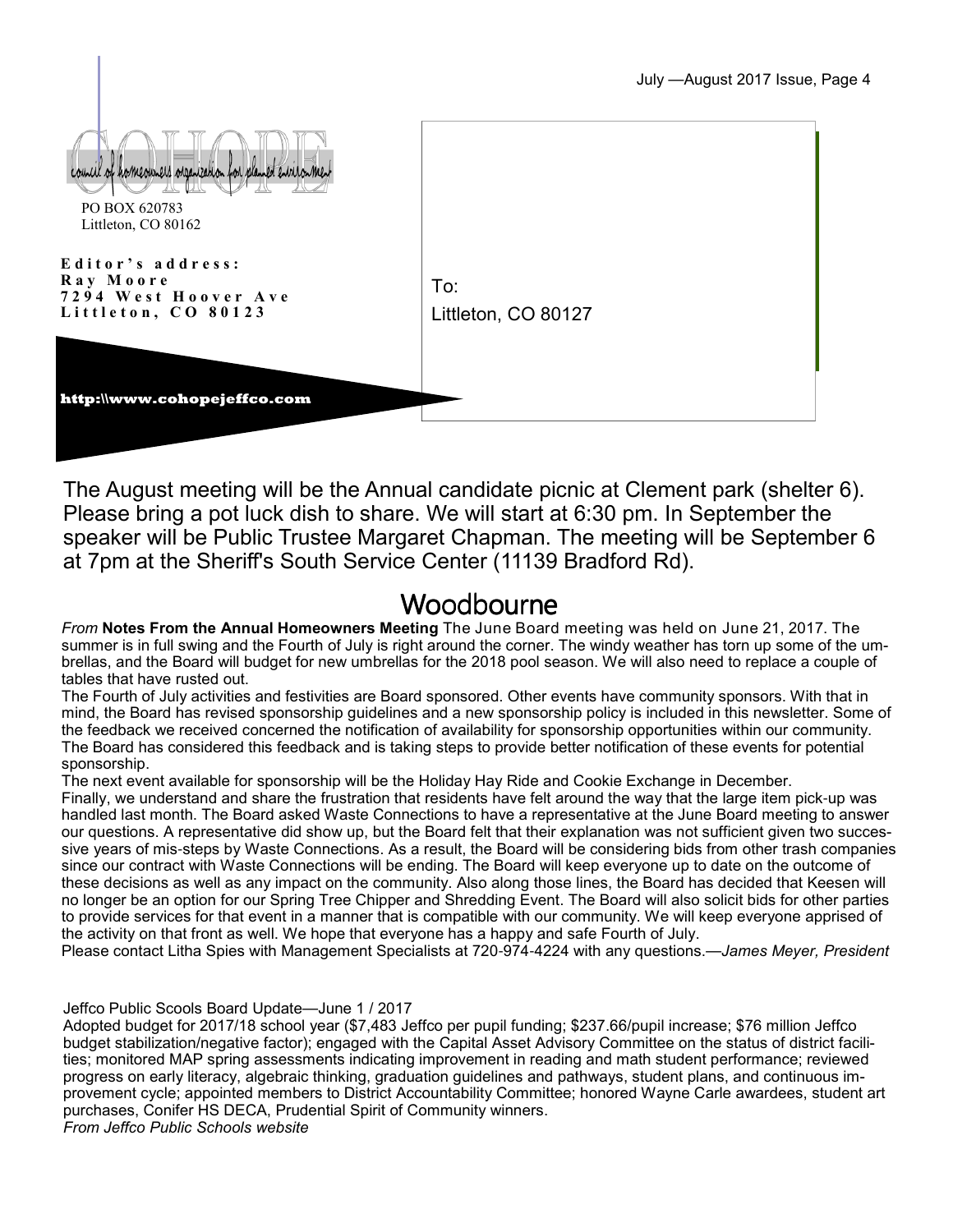COHOPE

council of homeowners organization for planned environment

PO BOX 620783
Littleton, CO 80162

**Editor's address:**
**Ray Moore**
**7294 West Hoover Ave**
**Littleton, CO 80123**

**http:\\www.cohopejeffco.com**

To:

Littleton, CO 80127

The August meeting will be the Annual candidate picnic at Clement park (shelter 6). Please bring a pot luck dish to share. We will start at 6:30 pm. In September the speaker will be Public Trustee Margaret Chapman. The meeting will be September 6 at 7pm at the Sheriff's South Service Center (11139 Bradford Rd).

## Woodbourne

*From* **Notes From the Annual Homeowners Meeting** The June Board meeting was held on June 21, 2017. The summer is in full swing and the Fourth of July is right around the corner. The windy weather has torn up some of the umbrellas, and the Board will budget for new umbrellas for the 2018 pool season. We will also need to replace a couple of tables that have rusted out.

The Fourth of July activities and festivities are Board sponsored. Other events have community sponsors. With that in mind, the Board has revised sponsorship guidelines and a new sponsorship policy is included in this newsletter. Some of the feedback we received concerned the notification of availability for sponsorship opportunities within our community. The Board has considered this feedback and is taking steps to provide better notification of these events for potential sponsorship.

The next event available for sponsorship will be the Holiday Hay Ride and Cookie Exchange in December.

Finally, we understand and share the frustration that residents have felt around the way that the large item pick-up was handled last month. The Board asked Waste Connections to have a representative at the June Board meeting to answer our questions. A representative did show up, but the Board felt that their explanation was not sufficient given two successive years of mis-steps by Waste Connections. As a result, the Board will be considering bids from other trash companies since our contract with Waste Connections will be ending. The Board will keep everyone up to date on the outcome of these decisions as well as any impact on the community. Also along those lines, the Board has decided that Keesen will no longer be an option for our Spring Tree Chipper and Shredding Event. The Board will also solicit bids for other parties to provide services for that event in a manner that is compatible with our community. We will keep everyone apprised of the activity on that front as well. We hope that everyone has a happy and safe Fourth of July.

Please contact Litha Spies with Management Specialists at 720-974-4224 with any questions.—*James Meyer, President*

Jeffco Public Scools Board Update—June 1 / 2017

Adopted budget for 2017/18 school year ($7,483 Jeffco per pupil funding; $237.66/pupil increase; $76 million Jeffco budget stabilization/negative factor); engaged with the Capital Asset Advisory Committee on the status of district facilities; monitored MAP spring assessments indicating improvement in reading and math student performance; reviewed progress on early literacy, algebraic thinking, graduation guidelines and pathways, student plans, and continuous improvement cycle; appointed members to District Accountability Committee; honored Wayne Carle awardees, student art purchases, Conifer HS DECA, Prudential Spirit of Community winners.

*From Jeffco Public Schools website*